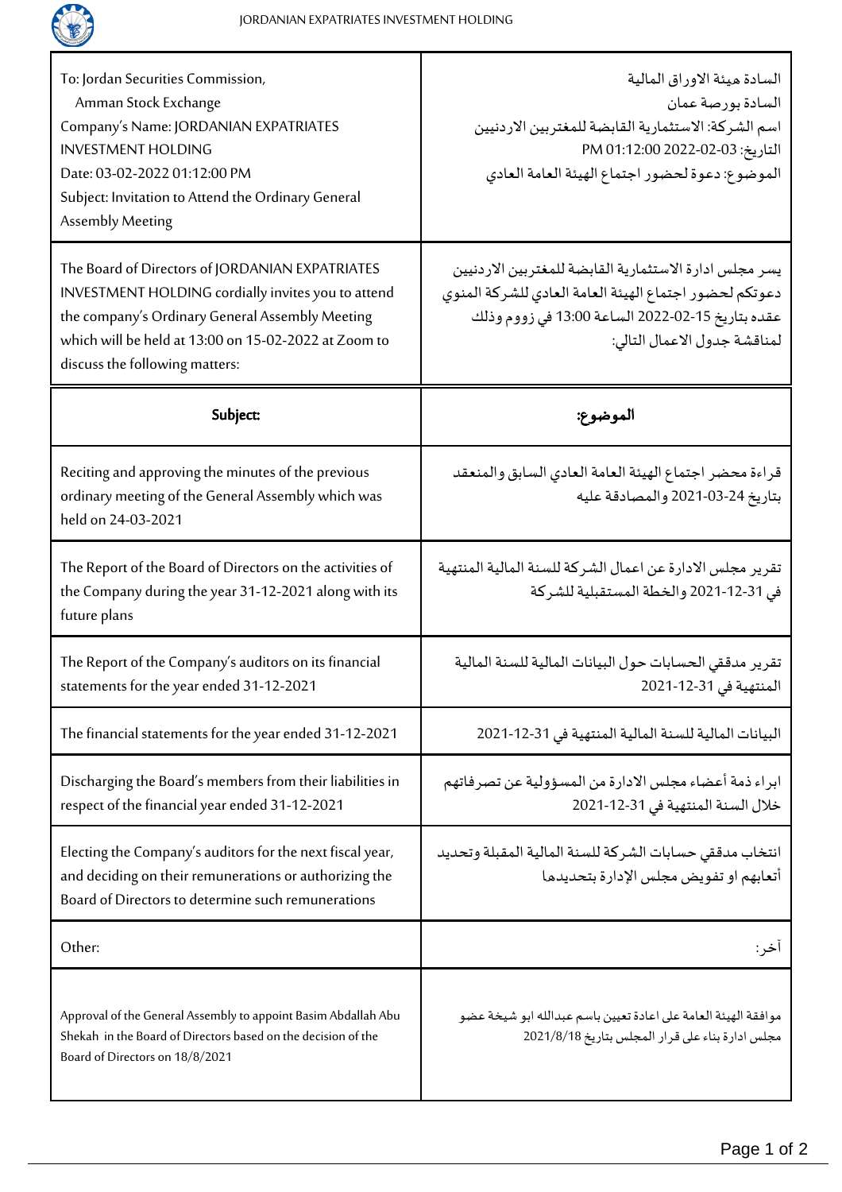| To: Jordan Securities Commission,<br>Amman Stock Exchange<br>Company's Name: JORDANIAN EXPATRIATES INVESTMENT HOLDING<br>Date: 03-02-2022 01:12:00 PM<br>Subject: Invitation to Attend the Ordinary General Assembly Meeting | السادة هيئة الاوراق المالية<br>السادة بورصة عمان<br>اسم الشركة: الاستثمارية القابضة للمغتربين الاردنيين<br>التاريخ: 03-02-2022 01:12:00 PM<br>الموضوع: دعوة لحضور اجتماع الهيئة العامة العادي |
|---|---|
| The Board of Directors of JORDANIAN EXPATRIATES INVESTMENT HOLDING cordially invites you to attend the company's Ordinary General Assembly Meeting which will be held at 13:00 on 15-02-2022 at Zoom to discuss the following matters: | يسر مجلس ادارة الاستثمارية القابضة للمغتربين الاردنيين دعوتكم لحضور اجتماع الهيئة العامة العادي للشركة المنوي عقده بتاريخ 15-02-2022 الساعة 13:00 في زووم وذلك لمناقشة جدول الاعمال التالي: |
| **Subject:** | **الموضوع:** |
| Reciting and approving the minutes of the previous ordinary meeting of the General Assembly which was held on 24-03-2021 | قراءة محضر اجتماع الهيئة العامة العادي السابق والمنعقد بتاريخ 24-03-2021 والمصادقة عليه |
| The Report of the Board of Directors on the activities of the Company during the year 31-12-2021 along with its future plans | تقرير مجلس الادارة عن اعمال الشركة للسنة المالية المنتهية في 31-12-2021 والخطة المستقبلية للشركة |
| The Report of the Company's auditors on its financial statements for the year ended 31-12-2021 | تقرير مدققي الحسابات حول البيانات المالية للسنة المالية المنتهية في 31-12-2021 |
| The financial statements for the year ended 31-12-2021 | البيانات المالية للسنة المالية المنتهية في 31-12-2021 |
| Discharging the Board's members from their liabilities in respect of the financial year ended 31-12-2021 | ابراء ذمة أعضاء مجلس الادارة من المسؤولية عن تصرفاتهم خلال السنة المنتهية في 31-12-2021 |
| Electing the Company's auditors for the next fiscal year, and deciding on their remunerations or authorizing the Board of Directors to determine such remunerations | انتخاب مدققي حسابات الشركة للسنة المالية المقبلة وتحديد أتعابهم او تفويض مجلس الإدارة بتحديدها |
| Other: | آخر: |
| Approval of the General Assembly to appoint Basim Abdallah Abu Shekah in the Board of Directors based on the decision of the Board of Directors on 18/8/2021 | موافقة الهيئة العامة على اعادة تعيين باسم عبدالله ابو شيخة عضو مجلس ادارة بناء على قرار المجلس بتاريخ 2021/8/18 |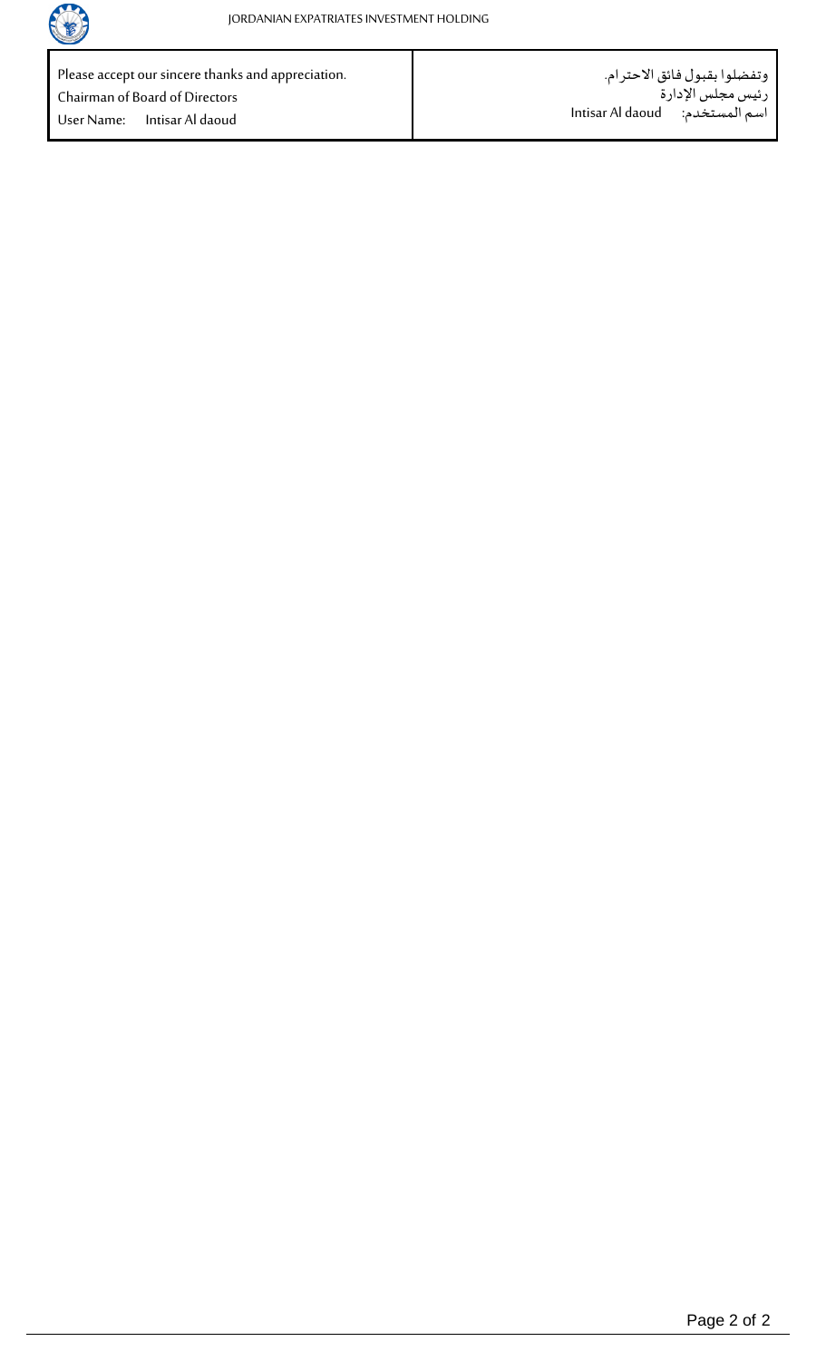| | |
|---|---|
| Please accept our sincere thanks and appreciation.<br>Chairman of Board of Directors<br>User Name: Intisar Al daoud | وتفضلوا بقبول فائق الاحترام.<br>رئيس مجلس الإدارة<br>اسم المستخدم: Intisar Al daoud |